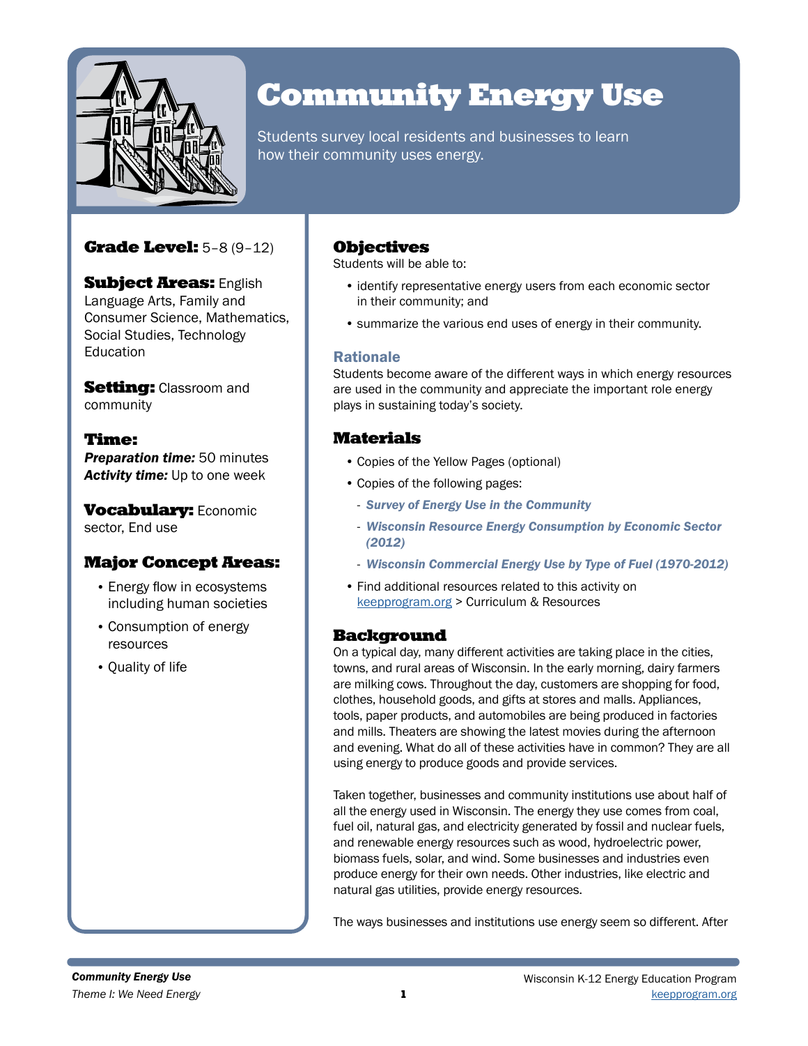# Community Energy Use

Students survey local residents and businesses to learn how their community uses energy.

**Grade Level:** 5–8 (9–12)

**Subject Areas:** English Language Arts, Family and Consumer Science, Mathematics, Social Studies, Technology Education

**Setting:** Classroom and community

**Time:**
***Preparation time:*** 50 minutes
***Activity time:*** Up to one week

**Vocabulary:** Economic sector, End use

**Major Concept Areas:**

- Energy flow in ecosystems including human societies
- Consumption of energy resources
- Quality of life

## Objectives

Students will be able to:

- identify representative energy users from each economic sector in their community; and
- summarize the various end uses of energy in their community.

### Rationale

Students become aware of the different ways in which energy resources are used in the community and appreciate the important role energy plays in sustaining today's society.

## Materials

- Copies of the Yellow Pages (optional)
- Copies of the following pages:
  - *Survey of Energy Use in the Community*
  - *Wisconsin Resource Energy Consumption by Economic Sector (2012)*
  - *Wisconsin Commercial Energy Use by Type of Fuel (1970-2012)*
- Find additional resources related to this activity on keepprogram.org > Curriculum & Resources

## Background

On a typical day, many different activities are taking place in the cities, towns, and rural areas of Wisconsin. In the early morning, dairy farmers are milking cows. Throughout the day, customers are shopping for food, clothes, household goods, and gifts at stores and malls. Appliances, tools, paper products, and automobiles are being produced in factories and mills. Theaters are showing the latest movies during the afternoon and evening. What do all of these activities have in common? They are all using energy to produce goods and provide services.

Taken together, businesses and community institutions use about half of all the energy used in Wisconsin. The energy they use comes from coal, fuel oil, natural gas, and electricity generated by fossil and nuclear fuels, and renewable energy resources such as wood, hydroelectric power, biomass fuels, solar, and wind. Some businesses and industries even produce energy for their own needs. Other industries, like electric and natural gas utilities, provide energy resources.

The ways businesses and institutions use energy seem so different. After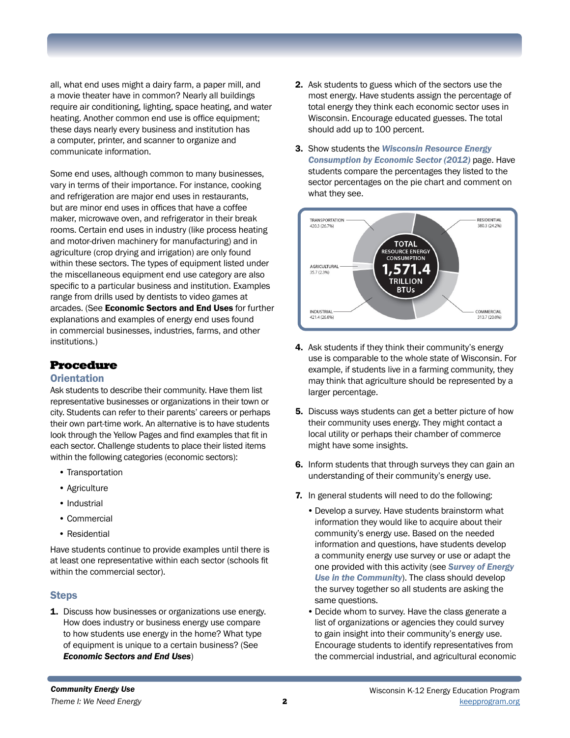all, what end uses might a dairy farm, a paper mill, and a movie theater have in common? Nearly all buildings require air conditioning, lighting, space heating, and water heating. Another common end use is office equipment; these days nearly every business and institution has a computer, printer, and scanner to organize and communicate information.

Some end uses, although common to many businesses, vary in terms of their importance. For instance, cooking and refrigeration are major end uses in restaurants, but are minor end uses in offices that have a coffee maker, microwave oven, and refrigerator in their break rooms. Certain end uses in industry (like process heating and motor-driven machinery for manufacturing) and in agriculture (crop drying and irrigation) are only found within these sectors. The types of equipment listed under the miscellaneous equipment end use category are also specific to a particular business and institution. Examples range from drills used by dentists to video games at arcades. (See **Economic Sectors and End Uses** for further explanations and examples of energy end uses found in commercial businesses, industries, farms, and other institutions.)

## Procedure

### Orientation

Ask students to describe their community. Have them list representative businesses or organizations in their town or city. Students can refer to their parents' careers or perhaps their own part-time work. An alternative is to have students look through the Yellow Pages and find examples that fit in each sector. Challenge students to place their listed items within the following categories (economic sectors):

- Transportation
- Agriculture
- Industrial
- Commercial
- Residential

Have students continue to provide examples until there is at least one representative within each sector (schools fit within the commercial sector).

### Steps

1. Discuss how businesses or organizations use energy. How does industry or business energy use compare to how students use energy in the home? What type of equipment is unique to a certain business? (See ***Economic Sectors and End Uses***)
2. Ask students to guess which of the sectors use the most energy. Have students assign the percentage of total energy they think each economic sector uses in Wisconsin. Encourage educated guesses. The total should add up to 100 percent.
3. Show students the ***Wisconsin Resource Energy Consumption by Economic Sector (2012)*** page. Have students compare the percentages they listed to the sector percentages on the pie chart and comment on what they see.

TOTAL RESOURCE ENERGY CONSUMPTION 1,571.4 TRILLION BTUs

| Sector | Trillion BTUs |
|---|---|
| Transportation | 420.3 (26.7%) |
| Residential | 380.3 (24.2%) |
| Agricultural | 35.7 (2.3%) |
| Industrial | 421.4 (26.8%) |
| Commercial | 313.7 (20.0%) |

4. Ask students if they think their community's energy use is comparable to the whole state of Wisconsin. For example, if students live in a farming community, they may think that agriculture should be represented by a larger percentage.
5. Discuss ways students can get a better picture of how their community uses energy. They might contact a local utility or perhaps their chamber of commerce might have some insights.
6. Inform students that through surveys they can gain an understanding of their community's energy use.
7. In general students will need to do the following:
   - Develop a survey. Have students brainstorm what information they would like to acquire about their community's energy use. Based on the needed information and questions, have students develop a community energy use survey or use or adapt the one provided with this activity (see ***Survey of Energy Use in the Community***). The class should develop the survey together so all students are asking the same questions.
   - Decide whom to survey. Have the class generate a list of organizations or agencies they could survey to gain insight into their community's energy use. Encourage students to identify representatives from the commercial industrial, and agricultural economic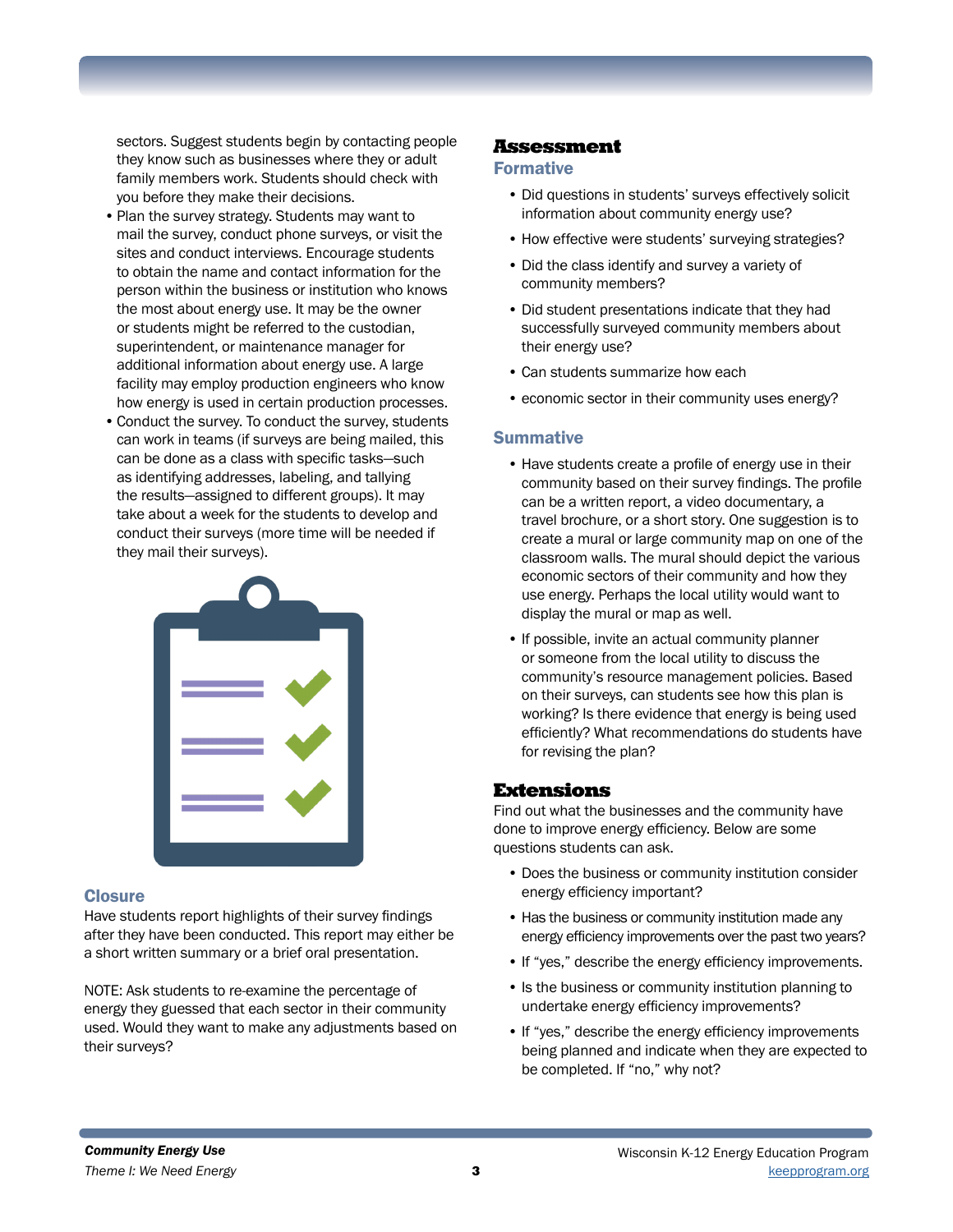sectors. Suggest students begin by contacting people they know such as businesses where they or adult family members work. Students should check with you before they make their decisions.

- Plan the survey strategy. Students may want to mail the survey, conduct phone surveys, or visit the sites and conduct interviews. Encourage students to obtain the name and contact information for the person within the business or institution who knows the most about energy use. It may be the owner or students might be referred to the custodian, superintendent, or maintenance manager for additional information about energy use. A large facility may employ production engineers who know how energy is used in certain production processes.
- Conduct the survey. To conduct the survey, students can work in teams (if surveys are being mailed, this can be done as a class with specific tasks—such as identifying addresses, labeling, and tallying the results—assigned to different groups). It may take about a week for the students to develop and conduct their surveys (more time will be needed if they mail their surveys).

### Closure

Have students report highlights of their survey findings after they have been conducted. This report may either be a short written summary or a brief oral presentation.

NOTE: Ask students to re-examine the percentage of energy they guessed that each sector in their community used. Would they want to make any adjustments based on their surveys?

## Assessment

### Formative

- Did questions in students' surveys effectively solicit information about community energy use?
- How effective were students' surveying strategies?
- Did the class identify and survey a variety of community members?
- Did student presentations indicate that they had successfully surveyed community members about their energy use?
- Can students summarize how each
- economic sector in their community uses energy?

### Summative

- Have students create a profile of energy use in their community based on their survey findings. The profile can be a written report, a video documentary, a travel brochure, or a short story. One suggestion is to create a mural or large community map on one of the classroom walls. The mural should depict the various economic sectors of their community and how they use energy. Perhaps the local utility would want to display the mural or map as well.
- If possible, invite an actual community planner or someone from the local utility to discuss the community's resource management policies. Based on their surveys, can students see how this plan is working? Is there evidence that energy is being used efficiently? What recommendations do students have for revising the plan?

## Extensions

Find out what the businesses and the community have done to improve energy efficiency. Below are some questions students can ask.

- Does the business or community institution consider energy efficiency important?
- Has the business or community institution made any energy efficiency improvements over the past two years?
- If "yes," describe the energy efficiency improvements.
- Is the business or community institution planning to undertake energy efficiency improvements?
- If "yes," describe the energy efficiency improvements being planned and indicate when they are expected to be completed. If "no," why not?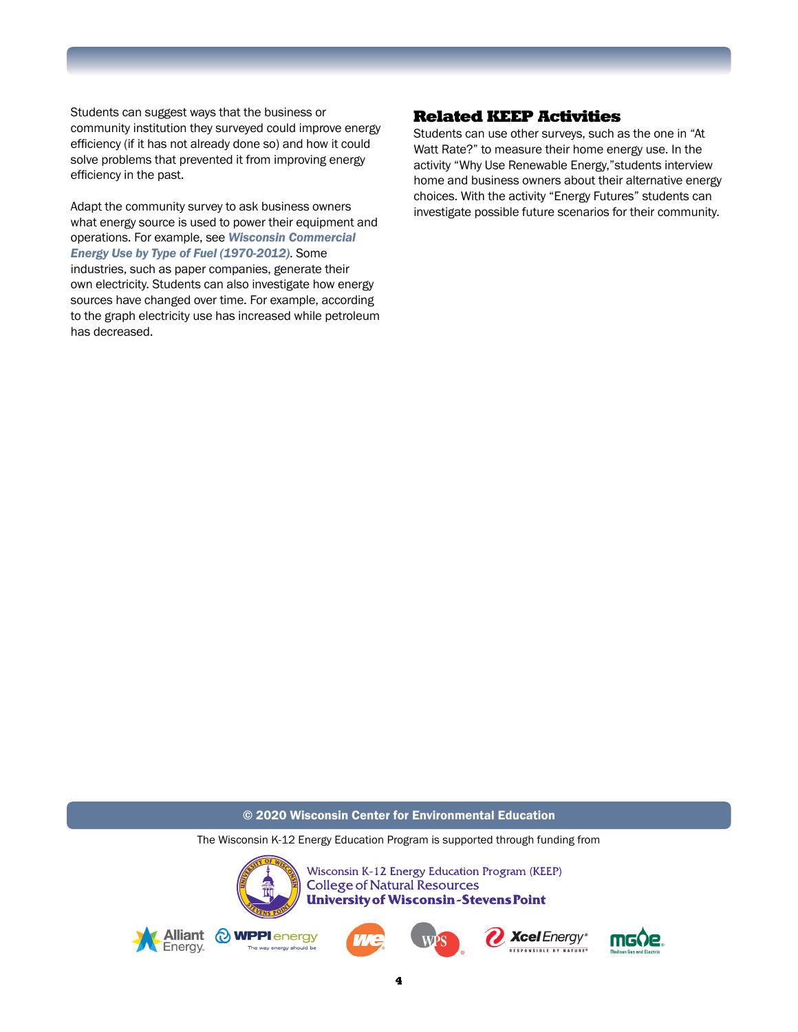Students can suggest ways that the business or community institution they surveyed could improve energy efficiency (if it has not already done so) and how it could solve problems that prevented it from improving energy efficiency in the past.

Adapt the community survey to ask business owners what energy source is used to power their equipment and operations. For example, see ***Wisconsin Commercial Energy Use by Type of Fuel (1970-2012)***. Some industries, such as paper companies, generate their own electricity. Students can also investigate how energy sources have changed over time. For example, according to the graph electricity use has increased while petroleum has decreased.

## Related KEEP Activities

Students can use other surveys, such as the one in "At Watt Rate?" to measure their home energy use. In the activity "Why Use Renewable Energy,"students interview home and business owners about their alternative energy choices. With the activity "Energy Futures" students can investigate possible future scenarios for their community.

**© 2020 Wisconsin Center for Environmental Education**

The Wisconsin K-12 Energy Education Program is supported through funding from

Wisconsin K-12 Energy Education Program (KEEP)
College of Natural Resources
**University of Wisconsin-Stevens Point**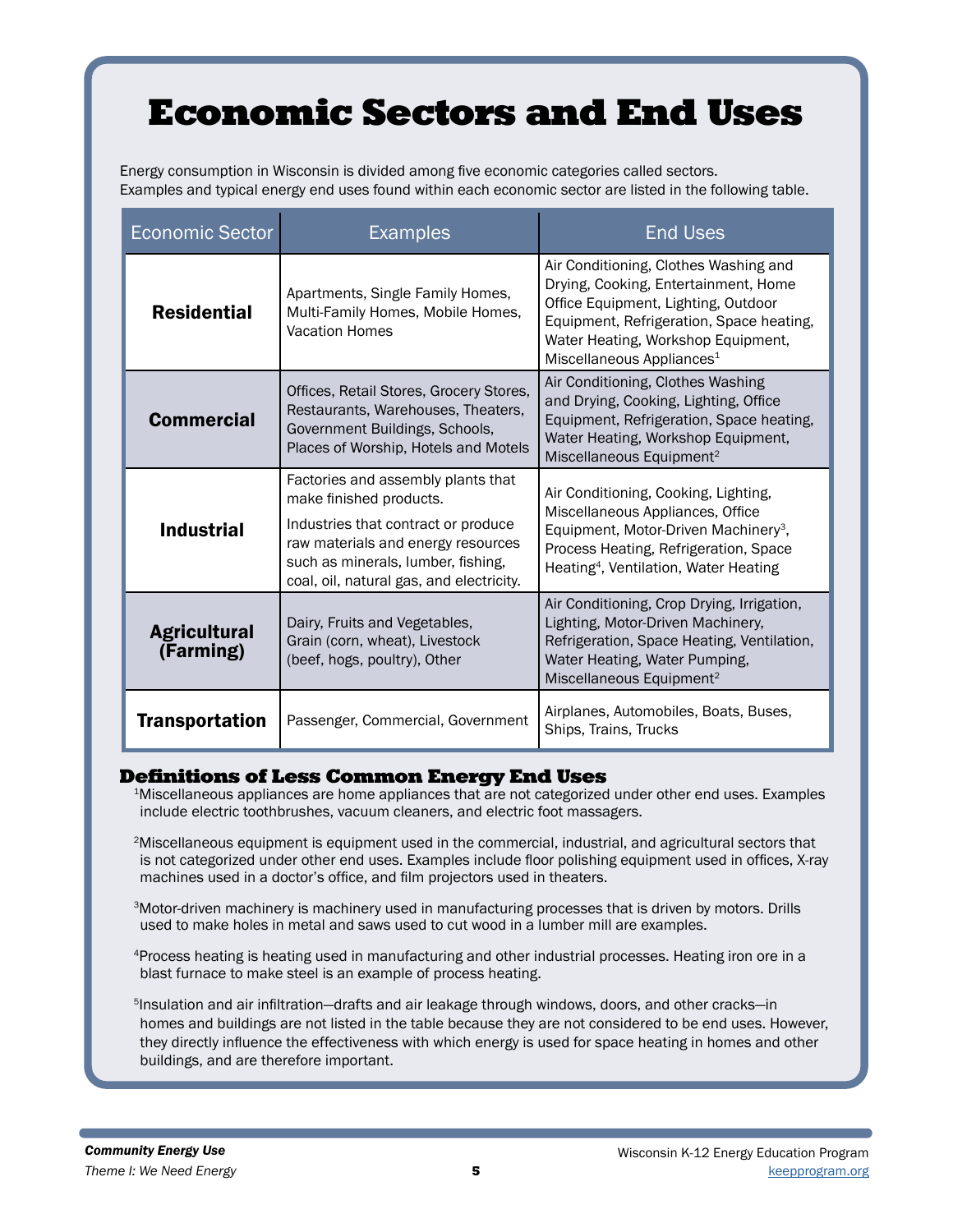# Economic Sectors and End Uses

Energy consumption in Wisconsin is divided among five economic categories called sectors. Examples and typical energy end uses found within each economic sector are listed in the following table.

| Economic Sector | Examples | End Uses |
| --- | --- | --- |
| **Residential** | Apartments, Single Family Homes, Multi-Family Homes, Mobile Homes, Vacation Homes | Air Conditioning, Clothes Washing and Drying, Cooking, Entertainment, Home Office Equipment, Lighting, Outdoor Equipment, Refrigeration, Space heating, Water Heating, Workshop Equipment, Miscellaneous Appliances[1] |
| **Commercial** | Offices, Retail Stores, Grocery Stores, Restaurants, Warehouses, Theaters, Government Buildings, Schools, Places of Worship, Hotels and Motels | Air Conditioning, Clothes Washing and Drying, Cooking, Lighting, Office Equipment, Refrigeration, Space heating, Water Heating, Workshop Equipment, Miscellaneous Equipment[2] |
| **Industrial** | Factories and assembly plants that make finished products. Industries that contract or produce raw materials and energy resources such as minerals, lumber, fishing, coal, oil, natural gas, and electricity. | Air Conditioning, Cooking, Lighting, Miscellaneous Appliances, Office Equipment, Motor-Driven Machinery[3], Process Heating, Refrigeration, Space Heating[4], Ventilation, Water Heating |
| **Agricultural (Farming)** | Dairy, Fruits and Vegetables, Grain (corn, wheat), Livestock (beef, hogs, poultry), Other | Air Conditioning, Crop Drying, Irrigation, Lighting, Motor-Driven Machinery, Refrigeration, Space Heating, Ventilation, Water Heating, Water Pumping, Miscellaneous Equipment[2] |
| **Transportation** | Passenger, Commercial, Government | Airplanes, Automobiles, Boats, Buses, Ships, Trains, Trucks |

## Definitions of Less Common Energy End Uses

[1]Miscellaneous appliances are home appliances that are not categorized under other end uses. Examples include electric toothbrushes, vacuum cleaners, and electric foot massagers.

[2]Miscellaneous equipment is equipment used in the commercial, industrial, and agricultural sectors that is not categorized under other end uses. Examples include floor polishing equipment used in offices, X-ray machines used in a doctor's office, and film projectors used in theaters.

[3]Motor-driven machinery is machinery used in manufacturing processes that is driven by motors. Drills used to make holes in metal and saws used to cut wood in a lumber mill are examples.

[4]Process heating is heating used in manufacturing and other industrial processes. Heating iron ore in a blast furnace to make steel is an example of process heating.

[5]Insulation and air infiltration—drafts and air leakage through windows, doors, and other cracks—in homes and buildings are not listed in the table because they are not considered to be end uses. However, they directly influence the effectiveness with which energy is used for space heating in homes and other buildings, and are therefore important.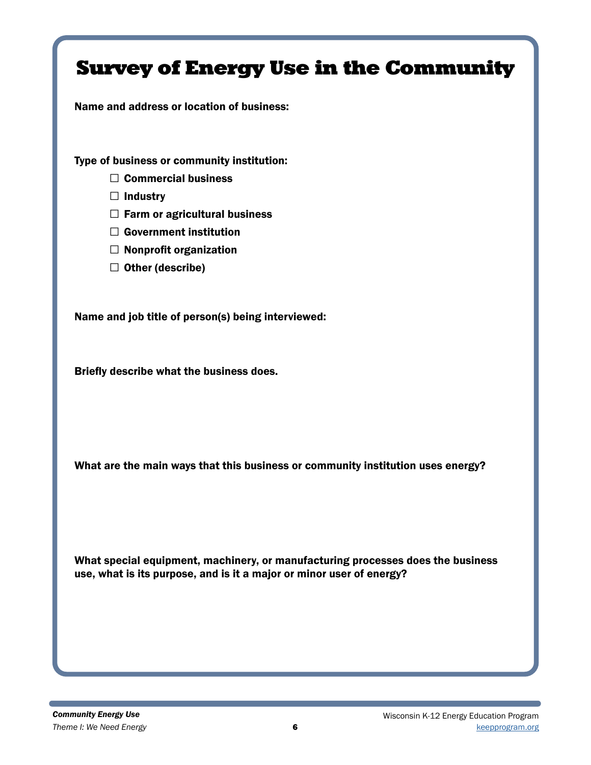# Survey of Energy Use in the Community

**Name and address or location of business:**

**Type of business or community institution:**

- ☐ Commercial business
- ☐ Industry
- ☐ Farm or agricultural business
- ☐ Government institution
- ☐ Nonprofit organization
- ☐ Other (describe)

**Name and job title of person(s) being interviewed:**

**Briefly describe what the business does.**

**What are the main ways that this business or community institution uses energy?**

**What special equipment, machinery, or manufacturing processes does the business use, what is its purpose, and is it a major or minor user of energy?**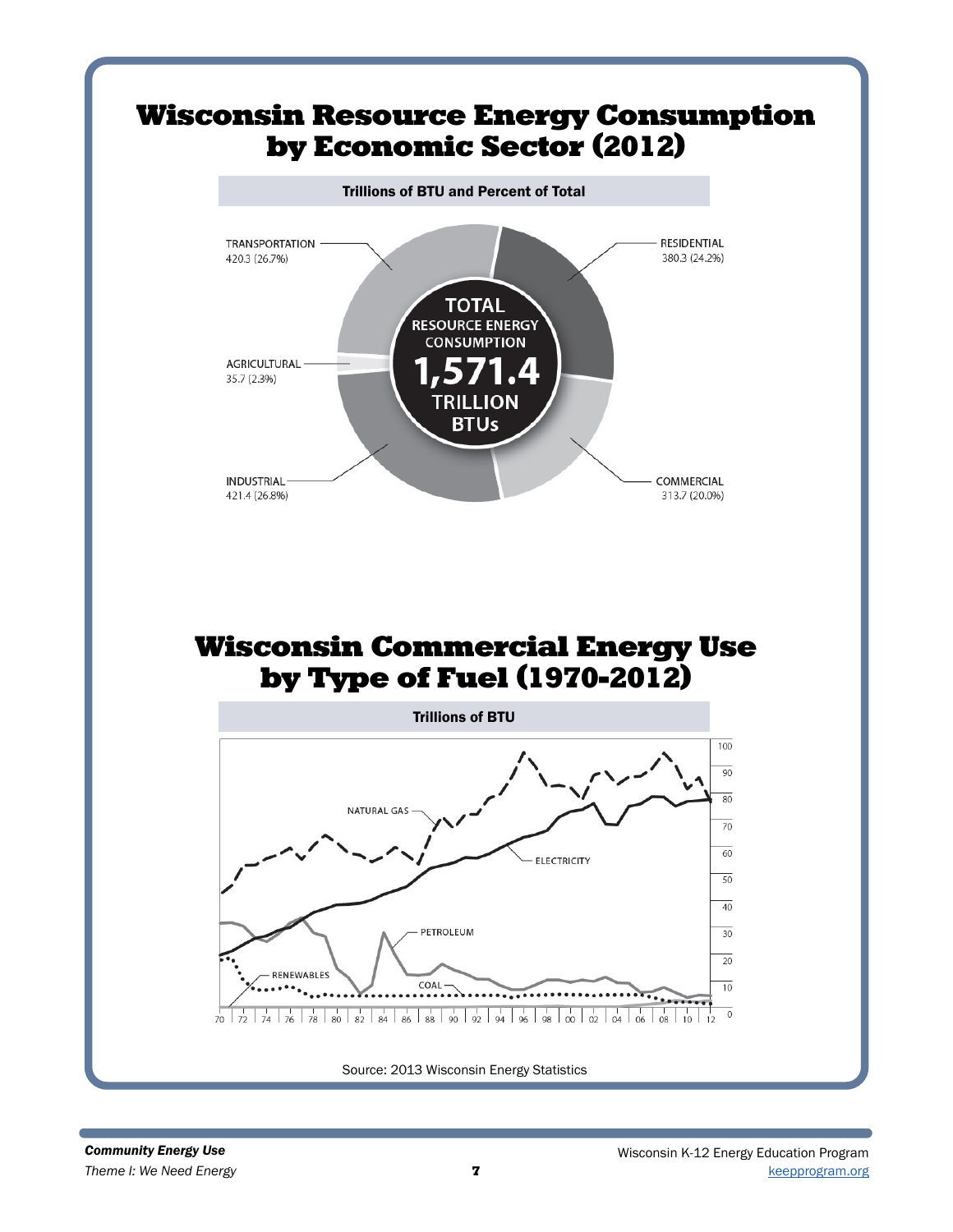# Wisconsin Resource Energy Consumption by Economic Sector (2012)

Trillions of BTU and Percent of Total

TRANSPORTATION
420.3 (26.7%)

RESIDENTIAL
380.3 (24.2%)

TOTAL
RESOURCE ENERGY
CONSUMPTION
1,571.4
TRILLION
BTUs

AGRICULTURAL
35.7 (2.3%)

INDUSTRIAL
421.4 (26.8%)

COMMERCIAL
313.7 (20.0%)

# Wisconsin Commercial Energy Use by Type of Fuel (1970-2012)

Trillions of BTU

NATURAL GAS

ELECTRICITY

PETROLEUM

RENEWABLES

COAL

100
90
80
70
60
50
40
30
20
10
0

70 72 74 76 78 80 82 84 86 88 90 92 94 96 98 00 02 04 06 08 10 12

Source: 2013 Wisconsin Energy Statistics